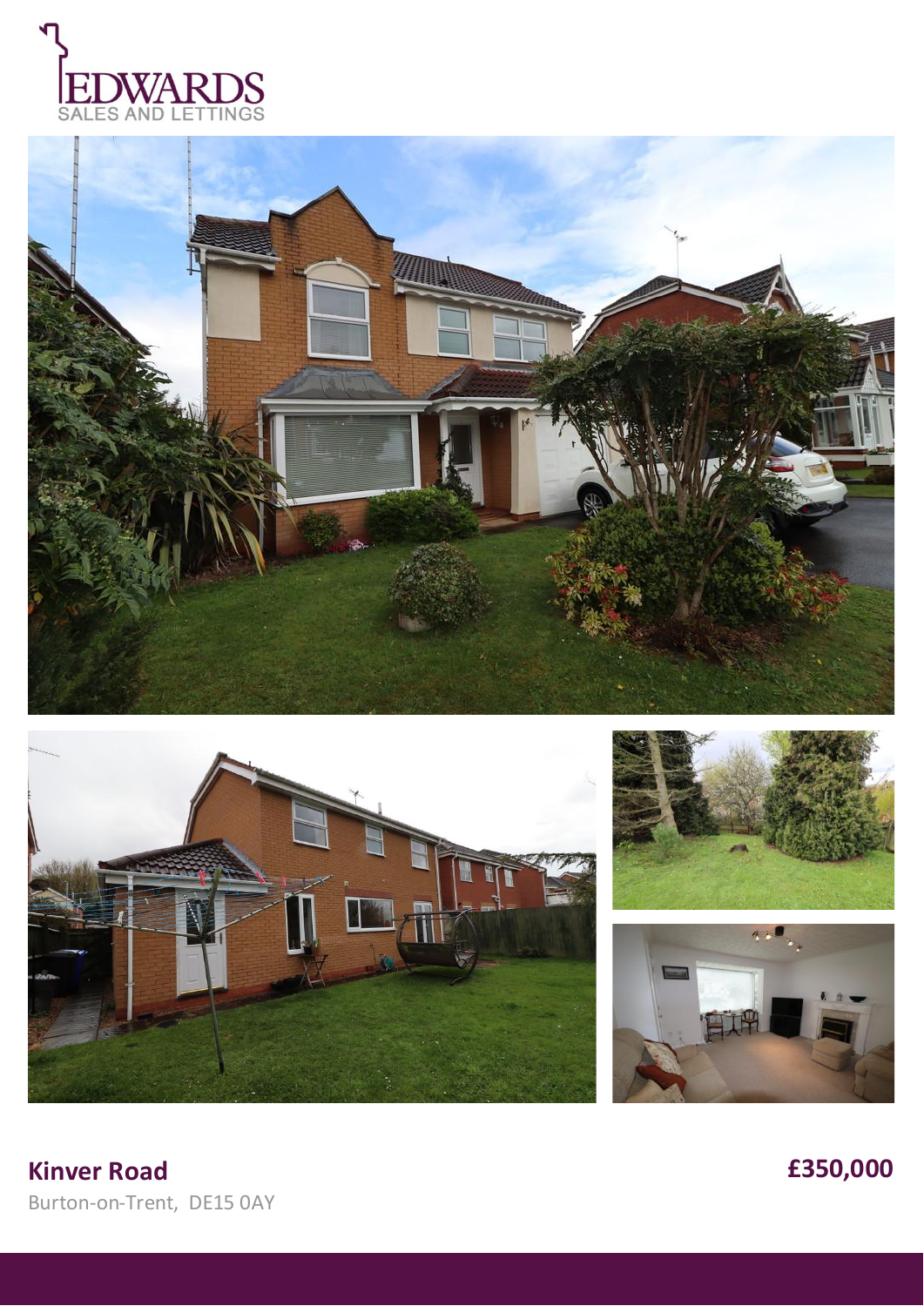EDWARDS
SALES AND LETTINGS

**Kinver Road**

Burton-on-Trent, DE15 0AY

**£350,000**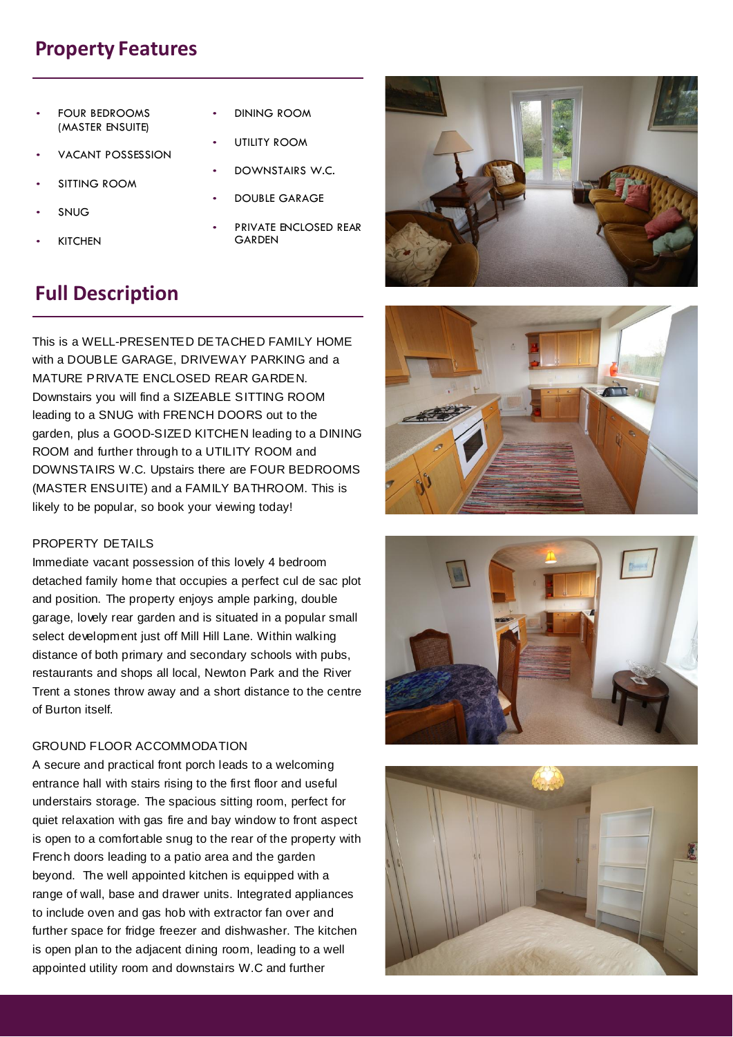## Property Features

- FOUR BEDROOMS (MASTER ENSUITE)
- VACANT POSSESSION
- SITTING ROOM
- SNUG
- KITCHEN
- DINING ROOM
- UTILITY ROOM
- DOWNSTAIRS W.C.
- DOUBLE GARAGE
- PRIVATE ENCLOSED REAR GARDEN

## Full Description

This is a WELL-PRESENTED DETACHED FAMILY HOME with a DOUBLE GARAGE, DRIVEWAY PARKING and a MATURE PRIVATE ENCLOSED REAR GARDEN. Downstairs you will find a SIZEABLE SITTING ROOM leading to a SNUG with FRENCH DOORS out to the garden, plus a GOOD-SIZED KITCHEN leading to a DINING ROOM and further through to a UTILITY ROOM and DOWNSTAIRS W.C. Upstairs there are FOUR BEDROOMS (MASTER ENSUITE) and a FAMILY BATHROOM. This is likely to be popular, so book your viewing today!

PROPERTY DETAILS

Immediate vacant possession of this lovely 4 bedroom detached family home that occupies a perfect cul de sac plot and position. The property enjoys ample parking, double garage, lovely rear garden and is situated in a popular small select development just off Mill Hill Lane. Within walking distance of both primary and secondary schools with pubs, restaurants and shops all local, Newton Park and the River Trent a stones throw away and a short distance to the centre of Burton itself.

GROUND FLOOR ACCOMMODATION

A secure and practical front porch leads to a welcoming entrance hall with stairs rising to the first floor and useful understairs storage. The spacious sitting room, perfect for quiet relaxation with gas fire and bay window to front aspect is open to a comfortable snug to the rear of the property with French doors leading to a patio area and the garden beyond. The well appointed kitchen is equipped with a range of wall, base and drawer units. Integrated appliances to include oven and gas hob with extractor fan over and further space for fridge freezer and dishwasher. The kitchen is open plan to the adjacent dining room, leading to a well appointed utility room and downstairs W.C and further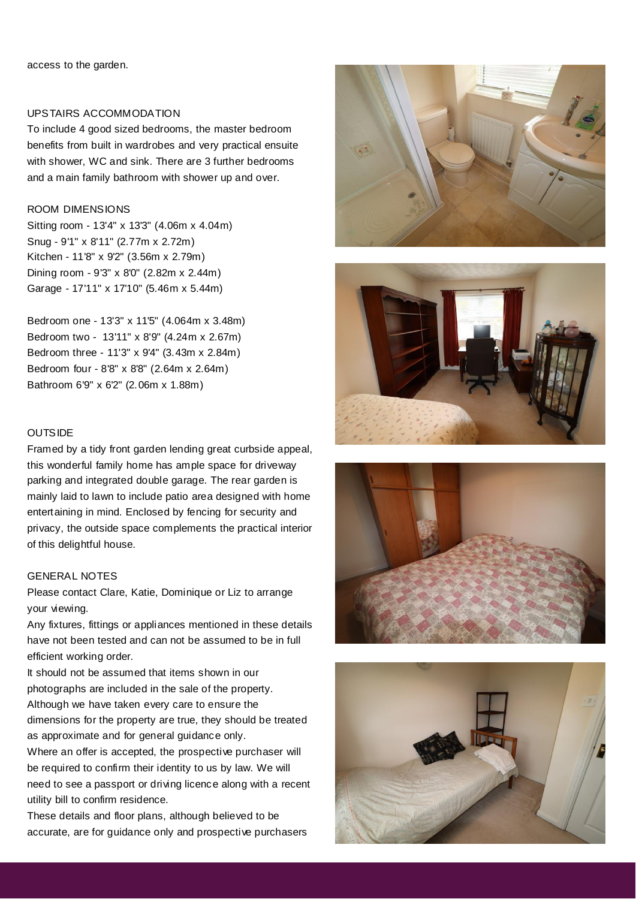access to the garden.

## UPSTAIRS ACCOMMODATION

To include 4 good sized bedrooms, the master bedroom benefits from built in wardrobes and very practical ensuite with shower, WC and sink. There are 3 further bedrooms and a main family bathroom with shower up and over.

## ROOM DIMENSIONS

Sitting room - 13'4" x 13'3" (4.06m x 4.04m)
Snug - 9'1" x 8'11" (2.77m x 2.72m)
Kitchen - 11'8" x 9'2" (3.56m x 2.79m)
Dining room - 9'3" x 8'0" (2.82m x 2.44m)
Garage - 17'11" x 17'10" (5.46m x 5.44m)

Bedroom one - 13'3" x 11'5" (4.064m x 3.48m)
Bedroom two - 13'11" x 8'9" (4.24m x 2.67m)
Bedroom three - 11'3" x 9'4" (3.43m x 2.84m)
Bedroom four - 8'8" x 8'8" (2.64m x 2.64m)
Bathroom 6'9" x 6'2" (2.06m x 1.88m)

## OUTSIDE

Framed by a tidy front garden lending great curbside appeal, this wonderful family home has ample space for driveway parking and integrated double garage. The rear garden is mainly laid to lawn to include patio area designed with home entertaining in mind. Enclosed by fencing for security and privacy, the outside space complements the practical interior of this delightful house.

## GENERAL NOTES

Please contact Clare, Katie, Dominique or Liz to arrange your viewing.
Any fixtures, fittings or appliances mentioned in these details have not been tested and can not be assumed to be in full efficient working order.
It should not be assumed that items shown in our photographs are included in the sale of the property.
Although we have taken every care to ensure the dimensions for the property are true, they should be treated as approximate and for general guidance only.
Where an offer is accepted, the prospective purchaser will be required to confirm their identity to us by law. We will need to see a passport or driving licence along with a recent utility bill to confirm residence.
These details and floor plans, although believed to be accurate, are for guidance only and prospective purchasers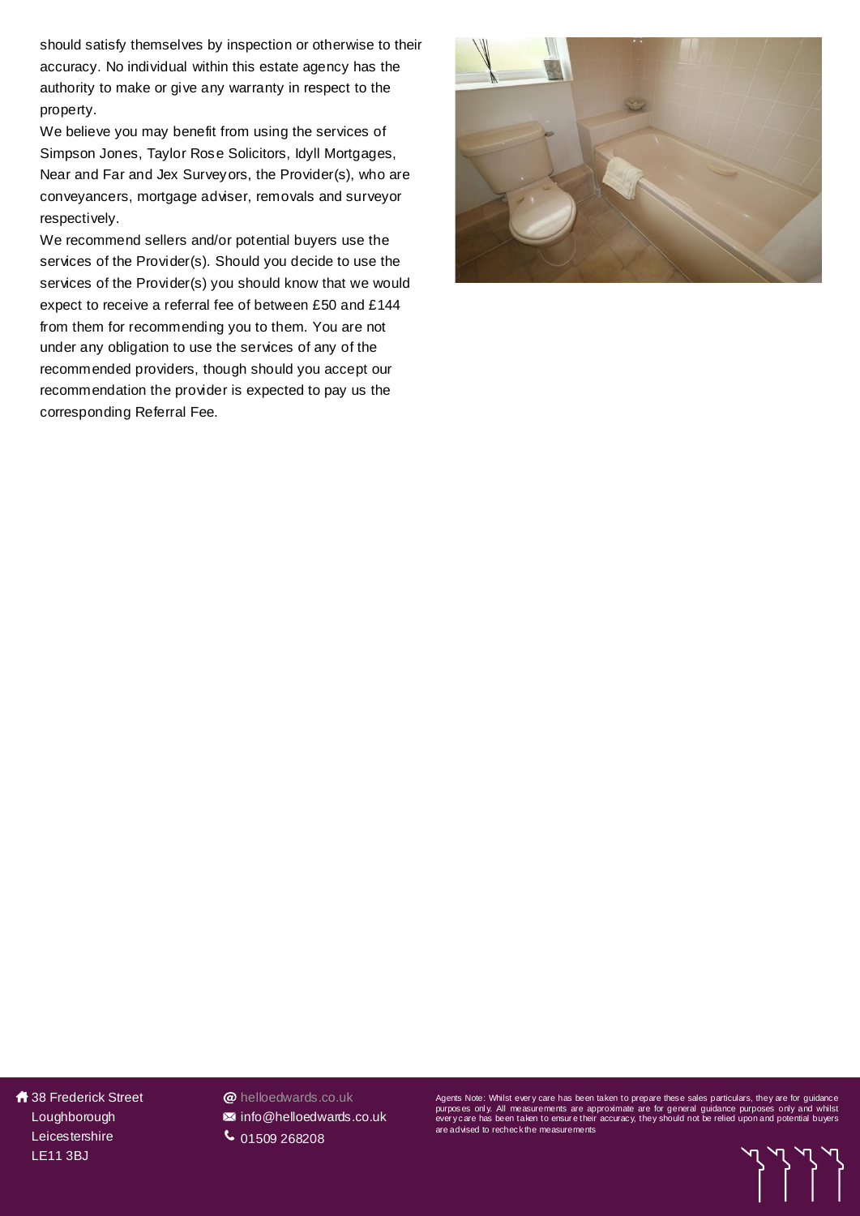should satisfy themselves by inspection or otherwise to their accuracy. No individual within this estate agency has the authority to make or give any warranty in respect to the property.

We believe you may benefit from using the services of Simpson Jones, Taylor Rose Solicitors, Idyll Mortgages, Near and Far and Jex Surveyors, the Provider(s), who are conveyancers, mortgage adviser, removals and surveyor respectively.

We recommend sellers and/or potential buyers use the services of the Provider(s). Should you decide to use the services of the Provider(s) you should know that we would expect to receive a referral fee of between £50 and £144 from them for recommending you to them. You are not under any obligation to use the services of any of the recommended providers, though should you accept our recommendation the provider is expected to pay us the corresponding Referral Fee.

38 Frederick Street
Loughborough
Leicestershire
LE11 3BJ

helloedwards.co.uk
info@helloedwards.co.uk
01509 268208

Agents Note: Whilst every care has been taken to prepare these sales particulars, they are for guidance purposes only. All measurements are approximate are for general guidance purposes only and whilst every care has been taken to ensure their accuracy, they should not be relied upon and potential buyers are advised to recheck the measurements